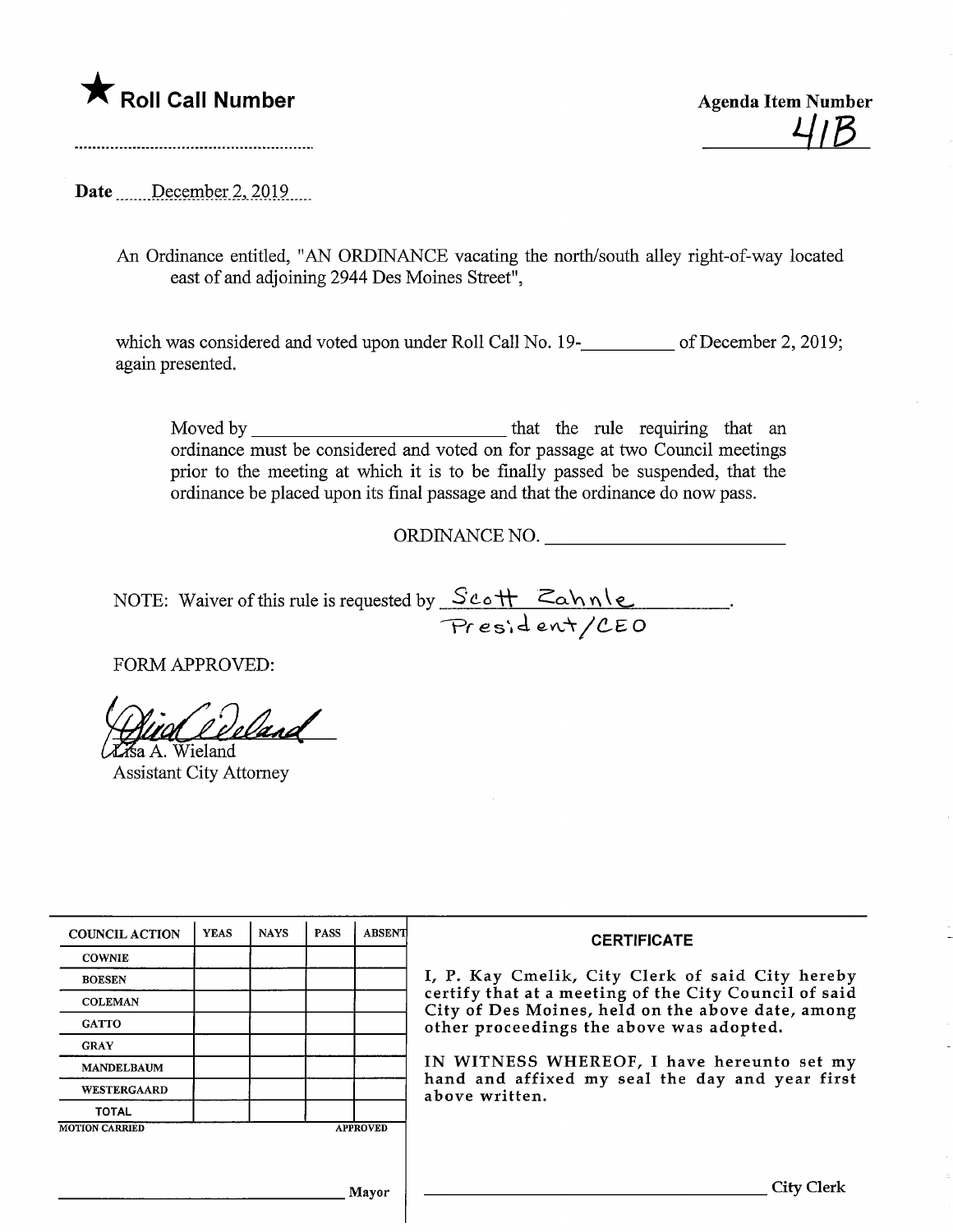★ **Roll Call Number**

..........................................................

**Agenda Item Number**

41B

**Date** December 2, 2019

An Ordinance entitled, "AN ORDINANCE vacating the north/south alley right-of-way located east of and adjoining 2944 Des Moines Street",

which was considered and voted upon under Roll Call No. 19-__________ of December 2, 2019; again presented.

Moved by ___________________________ that the rule requiring that an ordinance must be considered and voted on for passage at two Council meetings prior to the meeting at which it is to be finally passed be suspended, that the ordinance be placed upon its final passage and that the ordinance do now pass.

ORDINANCE NO. _________________________

NOTE: Waiver of this rule is requested by Scott Zahnle, President/CEO.

FORM APPROVED:

Lisa A. Wieland
Assistant City Attorney

| COUNCIL ACTION | YEAS | NAYS | PASS | ABSENT |
|---|---|---|---|---|
| COWNIE | | | | |
| BOESEN | | | | |
| COLEMAN | | | | |
| GATTO | | | | |
| GRAY | | | | |
| MANDELBAUM | | | | |
| WESTERGAARD | | | | |
| TOTAL | | | | |
| MOTION CARRIED | | | | APPROVED |

_____________________________ Mayor

**CERTIFICATE**

I, P. Kay Cmelik, City Clerk of said City hereby certify that at a meeting of the City Council of said City of Des Moines, held on the above date, among other proceedings the above was adopted.

IN WITNESS WHEREOF, I have hereunto set my hand and affixed my seal the day and year first above written.

_____________________________ City Clerk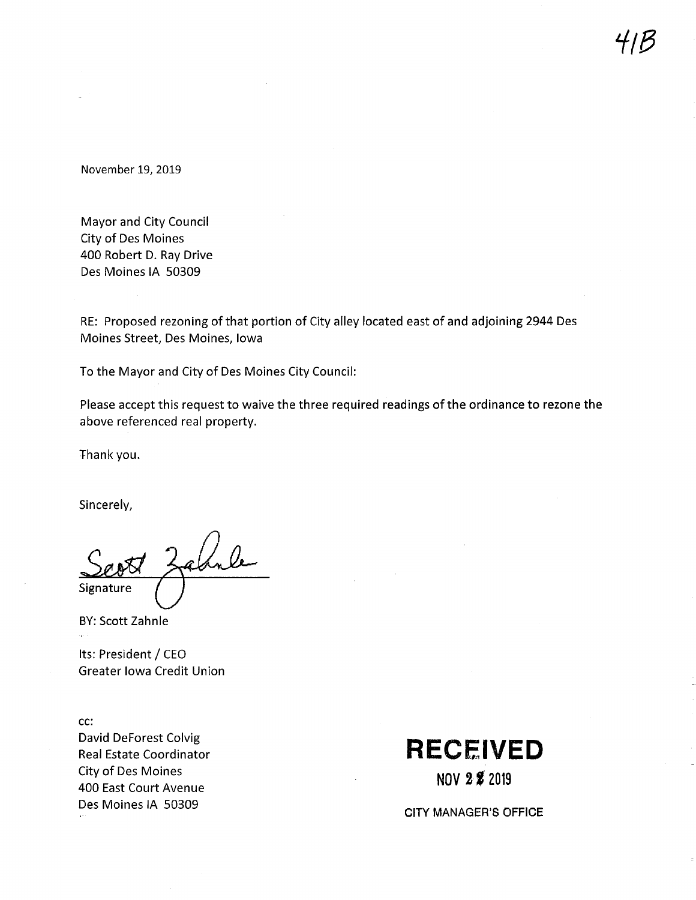41B

November 19, 2019

Mayor and City Council
City of Des Moines
400 Robert D. Ray Drive
Des Moines IA 50309

RE: Proposed rezoning of that portion of City alley located east of and adjoining 2944 Des Moines Street, Des Moines, Iowa

To the Mayor and City of Des Moines City Council:

Please accept this request to waive the three required readings of the ordinance to rezone the above referenced real property.

Thank you.

Sincerely,

Scott Zahnle
Signature

BY: Scott Zahnle

Its: President / CEO
Greater Iowa Credit Union

cc:
David DeForest Colvig
Real Estate Coordinator
City of Des Moines
400 East Court Avenue
Des Moines IA 50309

**RECEIVED**

**NOV 22 2019**

CITY MANAGER'S OFFICE